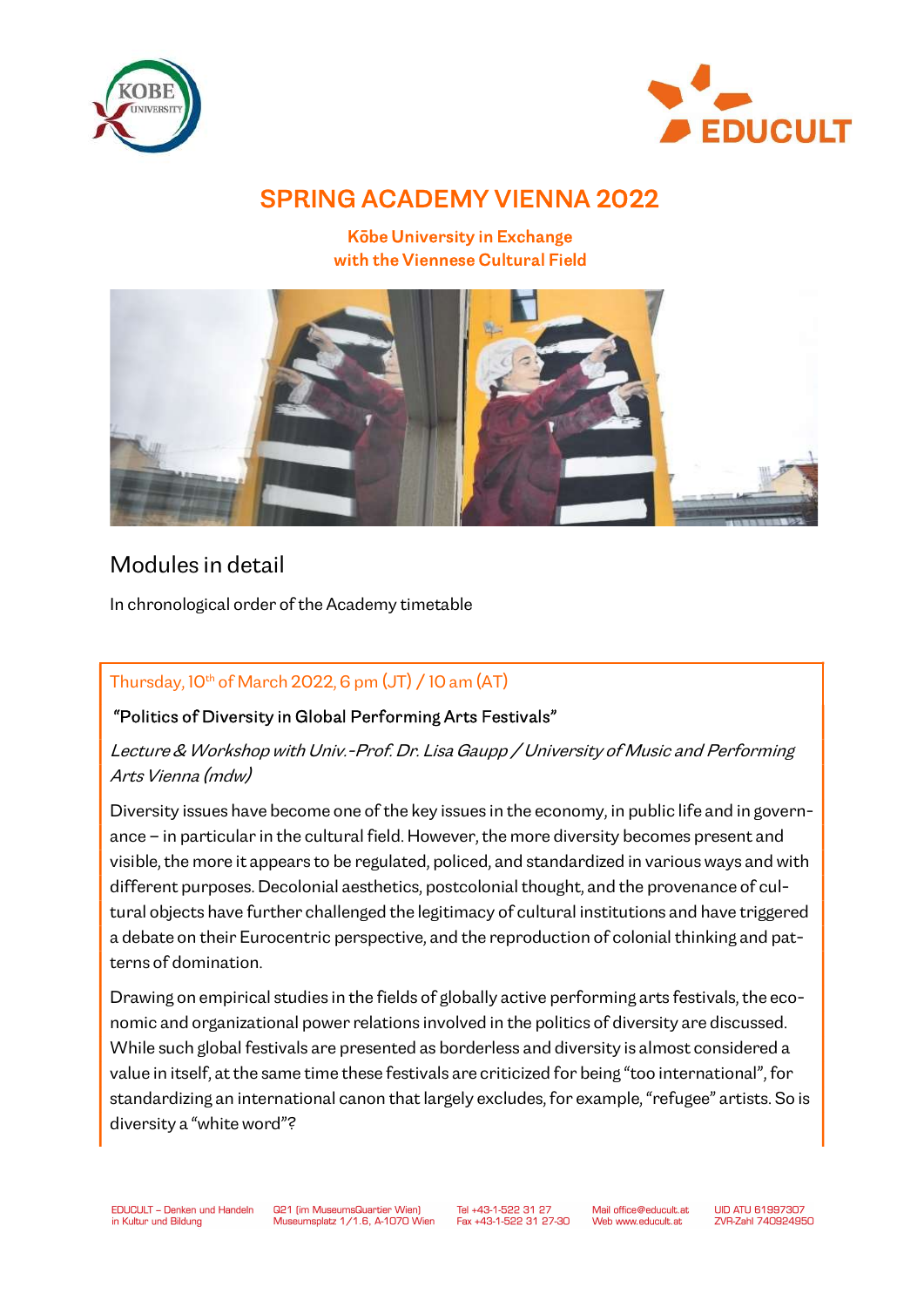# SPRING ACADEMY VIENNA 2022

**Kōbe University in Exchange with the Viennese Cultural Field**

## Modules in detail

In chronological order of the Academy timetable

### Thursday, 10th of March 2022, 6 pm (JT) / 10 am (AT)

"Politics of Diversity in Global Performing Arts Festivals"

*Lecture & Workshop with Univ.-Prof. Dr. Lisa Gaupp / University of Music and Performing Arts Vienna (mdw)*

Diversity issues have become one of the key issues in the economy, in public life and in governance – in particular in the cultural field. However, the more diversity becomes present and visible, the more it appears to be regulated, policed, and standardized in various ways and with different purposes. Decolonial aesthetics, postcolonial thought, and the provenance of cultural objects have further challenged the legitimacy of cultural institutions and have triggered a debate on their Eurocentric perspective, and the reproduction of colonial thinking and patterns of domination.

Drawing on empirical studies in the fields of globally active performing arts festivals, the economic and organizational power relations involved in the politics of diversity are discussed. While such global festivals are presented as borderless and diversity is almost considered a value in itself, at the same time these festivals are criticized for being "too international", for standardizing an international canon that largely excludes, for example, "refugee" artists. So is diversity a "white word"?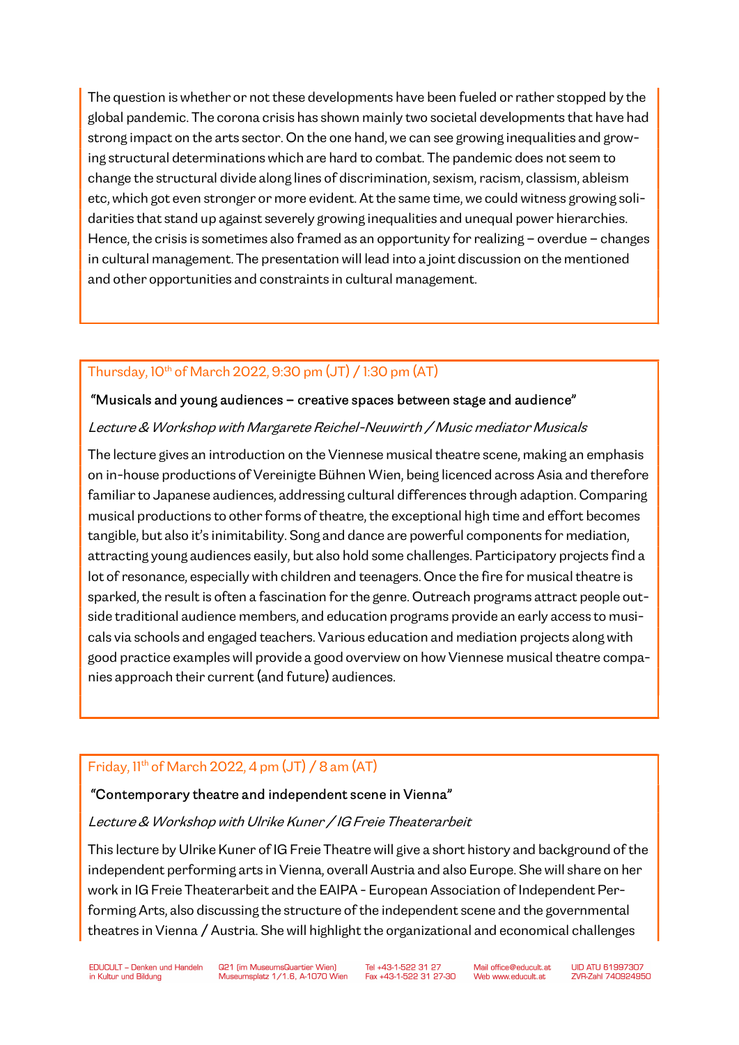The question is whether or not these developments have been fueled or rather stopped by the global pandemic. The corona crisis has shown mainly two societal developments that have had strong impact on the arts sector. On the one hand, we can see growing inequalities and growing structural determinations which are hard to combat. The pandemic does not seem to change the structural divide along lines of discrimination, sexism, racism, classism, ableism etc, which got even stronger or more evident. At the same time, we could witness growing solidarities that stand up against severely growing inequalities and unequal power hierarchies. Hence, the crisis is sometimes also framed as an opportunity for realizing – overdue – changes in cultural management. The presentation will lead into a joint discussion on the mentioned and other opportunities and constraints in cultural management.

Thursday, 10th of March 2022, 9:30 pm (JT) / 1:30 pm (AT)

"Musicals and young audiences – creative spaces between stage and audience"

*Lecture & Workshop with Margarete Reichel-Neuwirth / Music mediator Musicals*

The lecture gives an introduction on the Viennese musical theatre scene, making an emphasis on in-house productions of Vereinigte Bühnen Wien, being licenced across Asia and therefore familiar to Japanese audiences, addressing cultural differences through adaption. Comparing musical productions to other forms of theatre, the exceptional high time and effort becomes tangible, but also it's inimitability. Song and dance are powerful components for mediation, attracting young audiences easily, but also hold some challenges. Participatory projects find a lot of resonance, especially with children and teenagers. Once the fire for musical theatre is sparked, the result is often a fascination for the genre. Outreach programs attract people outside traditional audience members, and education programs provide an early access to musicals via schools and engaged teachers. Various education and mediation projects along with good practice examples will provide a good overview on how Viennese musical theatre companies approach their current (and future) audiences.

Friday, 11th of March 2022, 4 pm (JT) / 8 am (AT)

"Contemporary theatre and independent scene in Vienna"

*Lecture & Workshop with Ulrike Kuner / IG Freie Theaterarbeit*

This lecture by Ulrike Kuner of IG Freie Theatre will give a short history and background of the independent performing arts in Vienna, overall Austria and also Europe. She will share on her work in IG Freie Theaterarbeit and the EAIPA - European Association of Independent Performing Arts, also discussing the structure of the independent scene and the governmental theatres in Vienna / Austria. She will highlight the organizational and economical challenges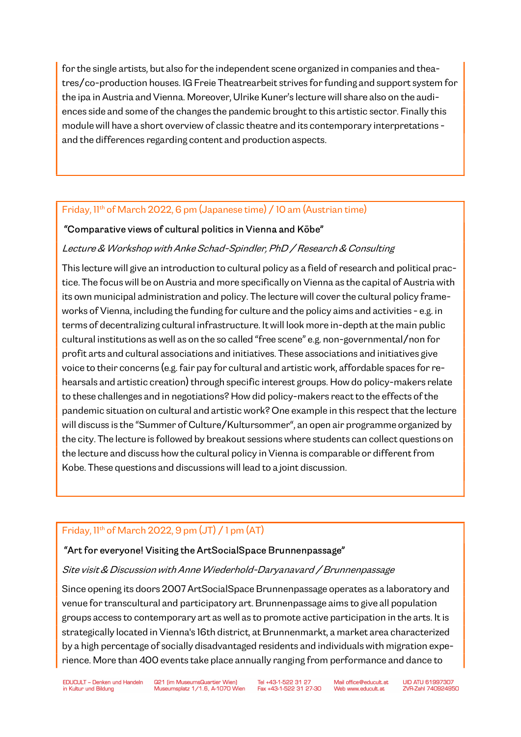for the single artists, but also for the independent scene organized in companies and theatres/co-production houses. IG Freie Theatrearbeit strives for funding and support system for the ipa in Austria and Vienna. Moreover, Ulrike Kuner's lecture will share also on the audiences side and some of the changes the pandemic brought to this artistic sector. Finally this module will have a short overview of classic theatre and its contemporary interpretations - and the differences regarding content and production aspects.

Friday, 11th of March 2022, 6 pm (Japanese time) / 10 am (Austrian time)

"Comparative views of cultural politics in Vienna and Kōbe"

*Lecture & Workshop with Anke Schad-Spindler, PhD / Research & Consulting*

This lecture will give an introduction to cultural policy as a field of research and political practice. The focus will be on Austria and more specifically on Vienna as the capital of Austria with its own municipal administration and policy. The lecture will cover the cultural policy frameworks of Vienna, including the funding for culture and the policy aims and activities - e.g. in terms of decentralizing cultural infrastructure. It will look more in-depth at the main public cultural institutions as well as on the so called "free scene" e.g. non-governmental/non for profit arts and cultural associations and initiatives. These associations and initiatives give voice to their concerns (e.g. fair pay for cultural and artistic work, affordable spaces for rehearsals and artistic creation) through specific interest groups. How do policy-makers relate to these challenges and in negotiations? How did policy-makers react to the effects of the pandemic situation on cultural and artistic work? One example in this respect that the lecture will discuss is the "Summer of Culture/Kultursommer", an open air programme organized by the city. The lecture is followed by breakout sessions where students can collect questions on the lecture and discuss how the cultural policy in Vienna is comparable or different from Kobe. These questions and discussions will lead to a joint discussion.

Friday, 11th of March 2022, 9 pm (JT) / 1 pm (AT)

"Art for everyone! Visiting the ArtSocialSpace Brunnenpassage"

*Site visit & Discussion with Anne Wiederhold-Daryanavard / Brunnenpassage*

Since opening its doors 2007 ArtSocialSpace Brunnenpassage operates as a laboratory and venue for transcultural and participatory art. Brunnenpassage aims to give all population groups access to contemporary art as well as to promote active participation in the arts. It is strategically located in Vienna's 16th district, at Brunnenmarkt, a market area characterized by a high percentage of socially disadvantaged residents and individuals with migration experience. More than 400 events take place annually ranging from performance and dance to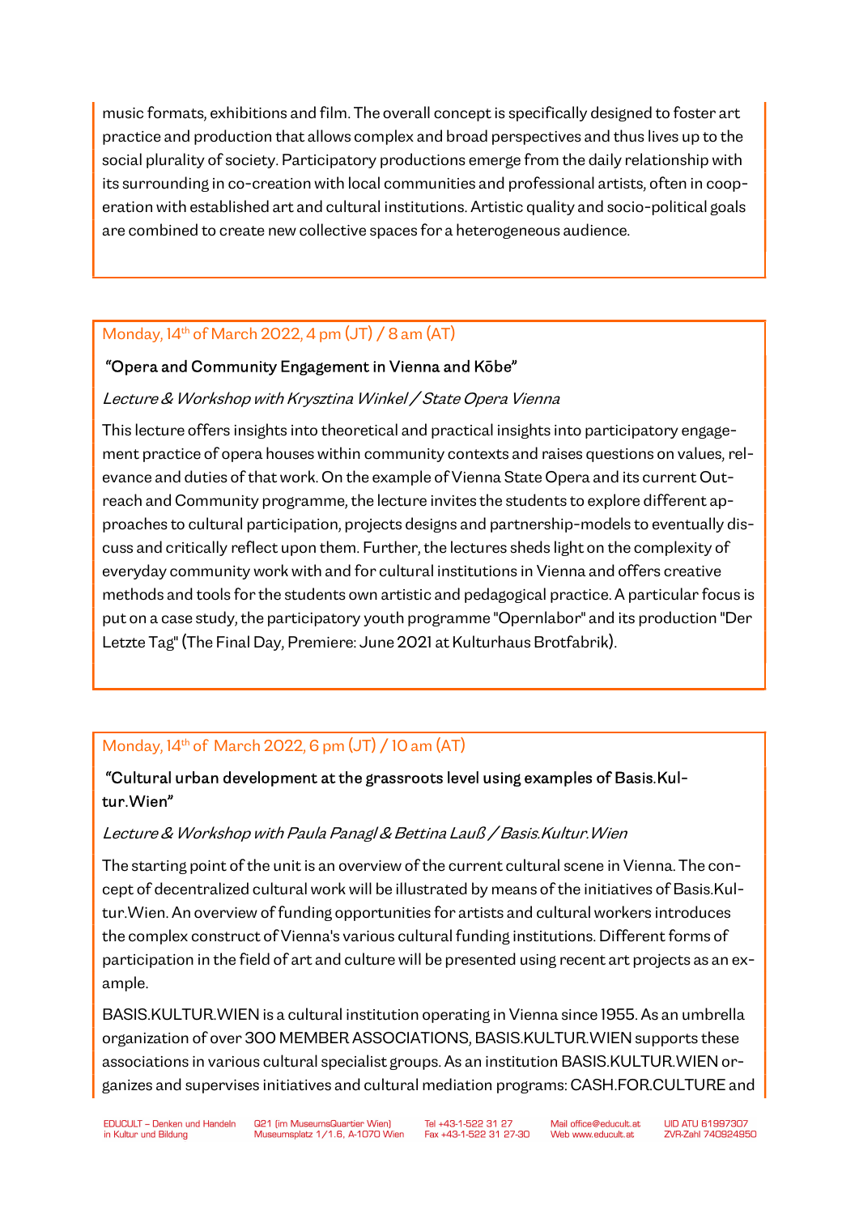music formats, exhibitions and film. The overall concept is specifically designed to foster art practice and production that allows complex and broad perspectives and thus lives up to the social plurality of society. Participatory productions emerge from the daily relationship with its surrounding in co-creation with local communities and professional artists, often in cooperation with established art and cultural institutions. Artistic quality and socio-political goals are combined to create new collective spaces for a heterogeneous audience.

Monday, 14th of March 2022, 4 pm (JT) / 8 am (AT)

### "Opera and Community Engagement in Vienna and Kōbe"

*Lecture & Workshop with Krysztina Winkel / State Opera Vienna*

This lecture offers insights into theoretical and practical insights into participatory engagement practice of opera houses within community contexts and raises questions on values, relevance and duties of that work. On the example of Vienna State Opera and its current Outreach and Community programme, the lecture invites the students to explore different approaches to cultural participation, projects designs and partnership-models to eventually discuss and critically reflect upon them. Further, the lectures sheds light on the complexity of everyday community work with and for cultural institutions in Vienna and offers creative methods and tools for the students own artistic and pedagogical practice. A particular focus is put on a case study, the participatory youth programme "Opernlabor" and its production "Der Letzte Tag" (The Final Day, Premiere: June 2021 at Kulturhaus Brotfabrik).

Monday, 14th of March 2022, 6 pm (JT) / 10 am (AT)

### "Cultural urban development at the grassroots level using examples of Basis.Kultur.Wien"

*Lecture & Workshop with Paula Panagl & Bettina Lauß / Basis.Kultur.Wien*

The starting point of the unit is an overview of the current cultural scene in Vienna. The concept of decentralized cultural work will be illustrated by means of the initiatives of Basis.Kultur.Wien. An overview of funding opportunities for artists and cultural workers introduces the complex construct of Vienna's various cultural funding institutions. Different forms of participation in the field of art and culture will be presented using recent art projects as an example.

BASIS.KULTUR.WIEN is a cultural institution operating in Vienna since 1955. As an umbrella organization of over 300 MEMBER ASSOCIATIONS, BASIS.KULTUR.WIEN supports these associations in various cultural specialist groups. As an institution BASIS.KULTUR.WIEN organizes and supervises initiatives and cultural mediation programs: CASH.FOR.CULTURE and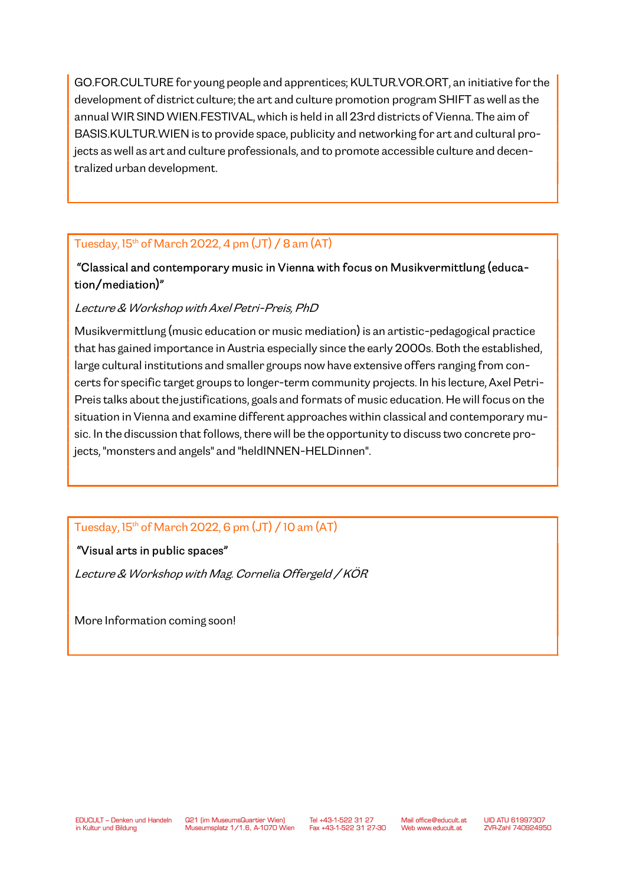GO.FOR.CULTURE for young people and apprentices; KULTUR.VOR.ORT, an initiative for the development of district culture; the art and culture promotion program SHIFT as well as the annual WIR SIND WIEN.FESTIVAL, which is held in all 23rd districts of Vienna. The aim of BASIS.KULTUR.WIEN is to provide space, publicity and networking for art and cultural projects as well as art and culture professionals, and to promote accessible culture and decentralized urban development.

Tuesday, 15th of March 2022, 4 pm (JT) / 8 am (AT)

"Classical and contemporary music in Vienna with focus on Musikvermittlung (education/mediation)"

*Lecture & Workshop with Axel Petri-Preis, PhD*

Musikvermittlung (music education or music mediation) is an artistic-pedagogical practice that has gained importance in Austria especially since the early 2000s. Both the established, large cultural institutions and smaller groups now have extensive offers ranging from concerts for specific target groups to longer-term community projects. In his lecture, Axel Petri-Preis talks about the justifications, goals and formats of music education. He will focus on the situation in Vienna and examine different approaches within classical and contemporary music. In the discussion that follows, there will be the opportunity to discuss two concrete projects, "monsters and angels" and "heldINNEN-HELDinnen".

Tuesday, 15th of March 2022, 6 pm (JT) / 10 am (AT)

"Visual arts in public spaces"

*Lecture & Workshop with Mag. Cornelia Offergeld / KÖR*

More Information coming soon!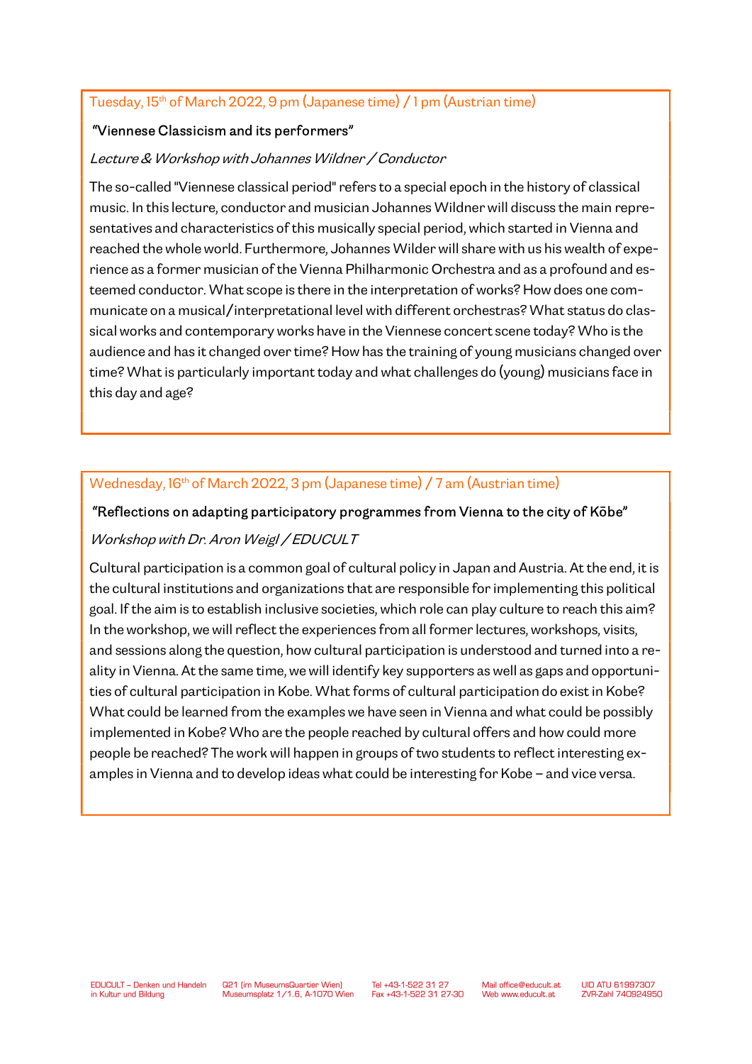Tuesday, 15th of March 2022, 9 pm (Japanese time) / 1 pm (Austrian time)

"Viennese Classicism and its performers"

*Lecture & Workshop with Johannes Wildner / Conductor*

The so-called "Viennese classical period" refers to a special epoch in the history of classical music. In this lecture, conductor and musician Johannes Wildner will discuss the main representatives and characteristics of this musically special period, which started in Vienna and reached the whole world. Furthermore, Johannes Wilder will share with us his wealth of experience as a former musician of the Vienna Philharmonic Orchestra and as a profound and esteemed conductor. What scope is there in the interpretation of works? How does one communicate on a musical/interpretational level with different orchestras? What status do classical works and contemporary works have in the Viennese concert scene today? Who is the audience and has it changed over time? How has the training of young musicians changed over time? What is particularly important today and what challenges do (young) musicians face in this day and age?

Wednesday, 16th of March 2022, 3 pm (Japanese time) / 7 am (Austrian time)

"Reflections on adapting participatory programmes from Vienna to the city of Kōbe"

*Workshop with Dr. Aron Weigl / EDUCULT*

Cultural participation is a common goal of cultural policy in Japan and Austria. At the end, it is the cultural institutions and organizations that are responsible for implementing this political goal. If the aim is to establish inclusive societies, which role can play culture to reach this aim? In the workshop, we will reflect the experiences from all former lectures, workshops, visits, and sessions along the question, how cultural participation is understood and turned into a reality in Vienna. At the same time, we will identify key supporters as well as gaps and opportunities of cultural participation in Kobe. What forms of cultural participation do exist in Kobe? What could be learned from the examples we have seen in Vienna and what could be possibly implemented in Kobe? Who are the people reached by cultural offers and how could more people be reached? The work will happen in groups of two students to reflect interesting examples in Vienna and to develop ideas what could be interesting for Kobe – and vice versa.